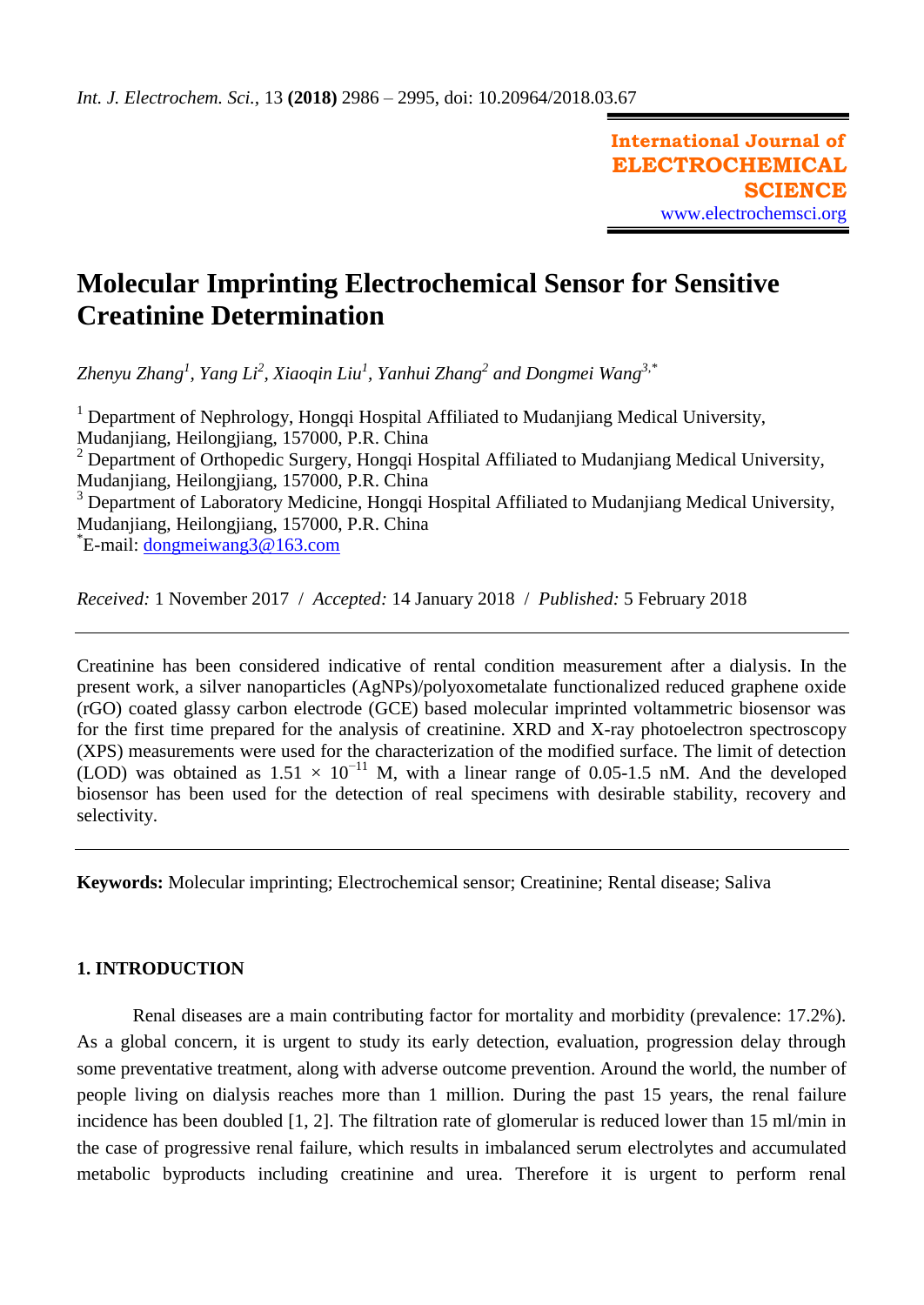# Molecular Imprinting Electrochemical Sensor for Sensitive Creatinine Determination

*Zhenyu Zhang[1], Yang Li[2], Xiaoqin Liu[1], Yanhui Zhang[2] and Dongmei Wang[3,*]*

[1] Department of Nephrology, Hongqi Hospital Affiliated to Mudanjiang Medical University, Mudanjiang, Heilongjiang, 157000, P.R. China
[2] Department of Orthopedic Surgery, Hongqi Hospital Affiliated to Mudanjiang Medical University, Mudanjiang, Heilongjiang, 157000, P.R. China
[3] Department of Laboratory Medicine, Hongqi Hospital Affiliated to Mudanjiang Medical University, Mudanjiang, Heilongjiang, 157000, P.R. China
[*]E-mail: dongmeiwang3@163.com

*Received:* 1 November 2017 / *Accepted:* 14 January 2018 / *Published:* 5 February 2018

---

Creatinine has been considered indicative of rental condition measurement after a dialysis. In the present work, a silver nanoparticles (AgNPs)/polyoxometalate functionalized reduced graphene oxide (rGO) coated glassy carbon electrode (GCE) based molecular imprinted voltammetric biosensor was for the first time prepared for the analysis of creatinine. XRD and X-ray photoelectron spectroscopy (XPS) measurements were used for the characterization of the modified surface. The limit of detection (LOD) was obtained as $1.51 \times 10^{-11}$ M, with a linear range of 0.05-1.5 nM. And the developed biosensor has been used for the detection of real specimens with desirable stability, recovery and selectivity.

---

**Keywords:** Molecular imprinting; Electrochemical sensor; Creatinine; Rental disease; Saliva

## 1. INTRODUCTION

Renal diseases are a main contributing factor for mortality and morbidity (prevalence: 17.2%). As a global concern, it is urgent to study its early detection, evaluation, progression delay through some preventative treatment, along with adverse outcome prevention. Around the world, the number of people living on dialysis reaches more than 1 million. During the past 15 years, the renal failure incidence has been doubled [1, 2]. The filtration rate of glomerular is reduced lower than 15 ml/min in the case of progressive renal failure, which results in imbalanced serum electrolytes and accumulated metabolic byproducts including creatinine and urea. Therefore it is urgent to perform renal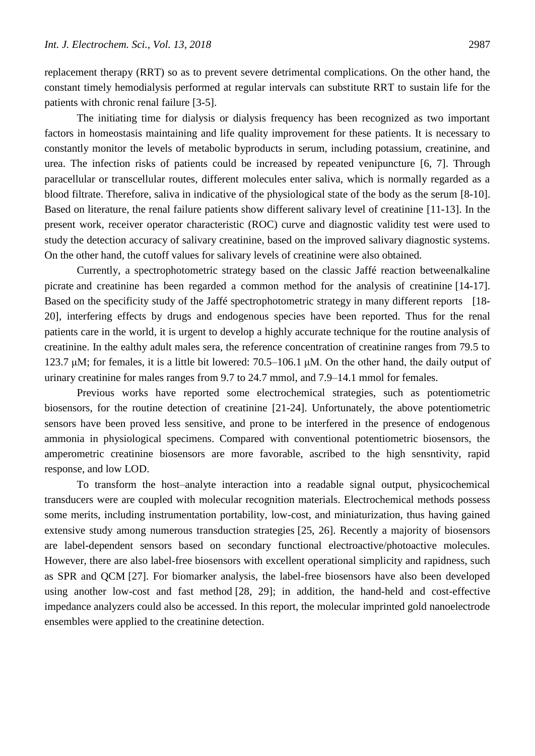replacement therapy (RRT) so as to prevent severe detrimental complications. On the other hand, the constant timely hemodialysis performed at regular intervals can substitute RRT to sustain life for the patients with chronic renal failure [3-5].

The initiating time for dialysis or dialysis frequency has been recognized as two important factors in homeostasis maintaining and life quality improvement for these patients. It is necessary to constantly monitor the levels of metabolic byproducts in serum, including potassium, creatinine, and urea. The infection risks of patients could be increased by repeated venipuncture [6, 7]. Through paracellular or transcellular routes, different molecules enter saliva, which is normally regarded as a blood filtrate. Therefore, saliva in indicative of the physiological state of the body as the serum [8-10]. Based on literature, the renal failure patients show different salivary level of creatinine [11-13]. In the present work, receiver operator characteristic (ROC) curve and diagnostic validity test were used to study the detection accuracy of salivary creatinine, based on the improved salivary diagnostic systems. On the other hand, the cutoff values for salivary levels of creatinine were also obtained.

Currently, a spectrophotometric strategy based on the classic Jaffé reaction betweenalkaline picrate and creatinine has been regarded a common method for the analysis of creatinine [14-17]. Based on the specificity study of the Jaffé spectrophotometric strategy in many different reports [18-20], interfering effects by drugs and endogenous species have been reported. Thus for the renal patients care in the world, it is urgent to develop a highly accurate technique for the routine analysis of creatinine. In the ealthy adult males sera, the reference concentration of creatinine ranges from 79.5 to 123.7 μM; for females, it is a little bit lowered: 70.5–106.1 μM. On the other hand, the daily output of urinary creatinine for males ranges from 9.7 to 24.7 mmol, and 7.9–14.1 mmol for females.

Previous works have reported some electrochemical strategies, such as potentiometric biosensors, for the routine detection of creatinine [21-24]. Unfortunately, the above potentiometric sensors have been proved less sensitive, and prone to be interfered in the presence of endogenous ammonia in physiological specimens. Compared with conventional potentiometric biosensors, the amperometric creatinine biosensors are more favorable, ascribed to the high sensntivity, rapid response, and low LOD.

To transform the host–analyte interaction into a readable signal output, physicochemical transducers were are coupled with molecular recognition materials. Electrochemical methods possess some merits, including instrumentation portability, low-cost, and miniaturization, thus having gained extensive study among numerous transduction strategies [25, 26]. Recently a majority of biosensors are label-dependent sensors based on secondary functional electroactive/photoactive molecules. However, there are also label-free biosensors with excellent operational simplicity and rapidness, such as SPR and QCM [27]. For biomarker analysis, the label-free biosensors have also been developed using another low-cost and fast method [28, 29]; in addition, the hand-held and cost-effective impedance analyzers could also be accessed. In this report, the molecular imprinted gold nanoelectrode ensembles were applied to the creatinine detection.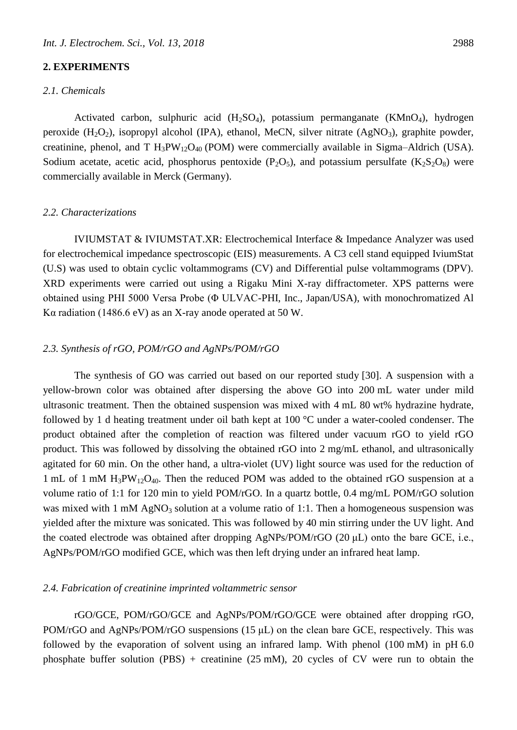## 2. EXPERIMENTS

### *2.1. Chemicals*

Activated carbon, sulphuric acid ($H_2SO_4$), potassium permanganate ($KMnO_4$), hydrogen peroxide ($H_2O_2$), isopropyl alcohol (IPA), ethanol, MeCN, silver nitrate ($AgNO_3$), graphite powder, creatinine, phenol, and T $H_3PW_{12}O_{40}$ (POM) were commercially available in Sigma–Aldrich (USA). Sodium acetate, acetic acid, phosphorus pentoxide ($P_2O_5$), and potassium persulfate ($K_2S_2O_8$) were commercially available in Merck (Germany).

### *2.2. Characterizations*

IVIUMSTAT & IVIUMSTAT.XR: Electrochemical Interface & Impedance Analyzer was used for electrochemical impedance spectroscopic (EIS) measurements. A C3 cell stand equipped IviumStat (U.S) was used to obtain cyclic voltammograms (CV) and Differential pulse voltammograms (DPV). XRD experiments were carried out using a Rigaku Mini X-ray diffractometer. XPS patterns were obtained using PHI 5000 Versa Probe (Φ ULVAC-PHI, Inc., Japan/USA), with monochromatized Al Kα radiation (1486.6 eV) as an X-ray anode operated at 50 W.

### *2.3. Synthesis of rGO, POM/rGO and AgNPs/POM/rGO*

The synthesis of GO was carried out based on our reported study [30]. A suspension with a yellow-brown color was obtained after dispersing the above GO into 200 mL water under mild ultrasonic treatment. Then the obtained suspension was mixed with 4 mL 80 wt% hydrazine hydrate, followed by 1 d heating treatment under oil bath kept at 100 °C under a water-cooled condenser. The product obtained after the completion of reaction was filtered under vacuum rGO to yield rGO product. This was followed by dissolving the obtained rGO into 2 mg/mL ethanol, and ultrasonically agitated for 60 min. On the other hand, a ultra-violet (UV) light source was used for the reduction of 1 mL of 1 mM $H_3PW_{12}O_{40}$. Then the reduced POM was added to the obtained rGO suspension at a volume ratio of 1:1 for 120 min to yield POM/rGO. In a quartz bottle, 0.4 mg/mL POM/rGO solution was mixed with 1 mM $AgNO_3$ solution at a volume ratio of 1:1. Then a homogeneous suspension was yielded after the mixture was sonicated. This was followed by 40 min stirring under the UV light. And the coated electrode was obtained after dropping AgNPs/POM/rGO (20 μL) onto the bare GCE, i.e., AgNPs/POM/rGO modified GCE, which was then left drying under an infrared heat lamp.

### *2.4. Fabrication of creatinine imprinted voltammetric sensor*

rGO/GCE, POM/rGO/GCE and AgNPs/POM/rGO/GCE were obtained after dropping rGO, POM/rGO and AgNPs/POM/rGO suspensions (15 μL) on the clean bare GCE, respectively. This was followed by the evaporation of solvent using an infrared lamp. With phenol (100 mM) in pH 6.0 phosphate buffer solution (PBS) + creatinine (25 mM), 20 cycles of CV were run to obtain the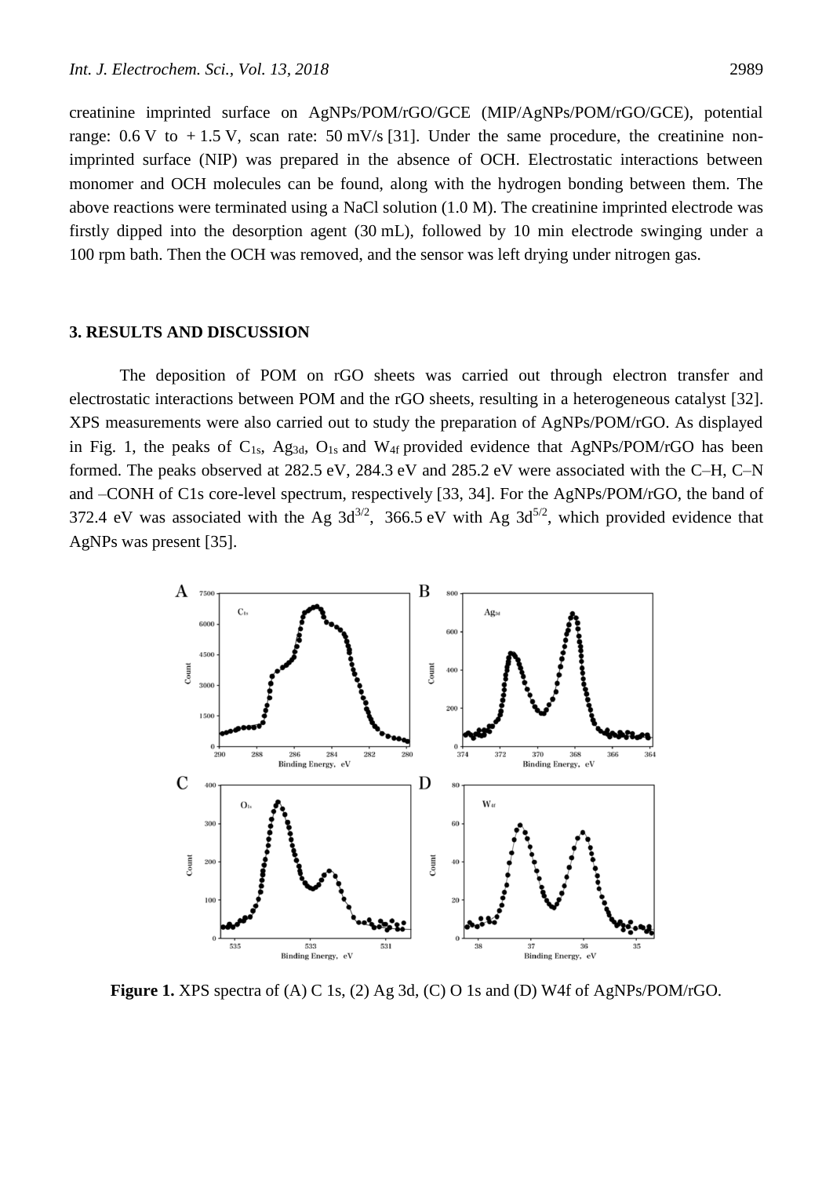creatinine imprinted surface on AgNPs/POM/rGO/GCE (MIP/AgNPs/POM/rGO/GCE), potential range: 0.6 V to + 1.5 V, scan rate: 50 mV/s [31]. Under the same procedure, the creatinine non-imprinted surface (NIP) was prepared in the absence of OCH. Electrostatic interactions between monomer and OCH molecules can be found, along with the hydrogen bonding between them. The above reactions were terminated using a NaCl solution (1.0 M). The creatinine imprinted electrode was firstly dipped into the desorption agent (30 mL), followed by 10 min electrode swinging under a 100 rpm bath. Then the OCH was removed, and the sensor was left drying under nitrogen gas.

## 3. RESULTS AND DISCUSSION

The deposition of POM on rGO sheets was carried out through electron transfer and electrostatic interactions between POM and the rGO sheets, resulting in a heterogeneous catalyst [32]. XPS measurements were also carried out to study the preparation of AgNPs/POM/rGO. As displayed in Fig. 1, the peaks of $C_{1s}$, $Ag_{3d}$, $O_{1s}$ and $W_{4f}$ provided evidence that AgNPs/POM/rGO has been formed. The peaks observed at 282.5 eV, 284.3 eV and 285.2 eV were associated with the C–H, C–N and –CONH of C1s core-level spectrum, respectively [33, 34]. For the AgNPs/POM/rGO, the band of 372.4 eV was associated with the Ag $3d^{3/2}$, 366.5 eV with Ag $3d^{5/2}$, which provided evidence that AgNPs was present [35].

**Figure 1.** XPS spectra of (A) C 1s, (2) Ag 3d, (C) O 1s and (D) W4f of AgNPs/POM/rGO.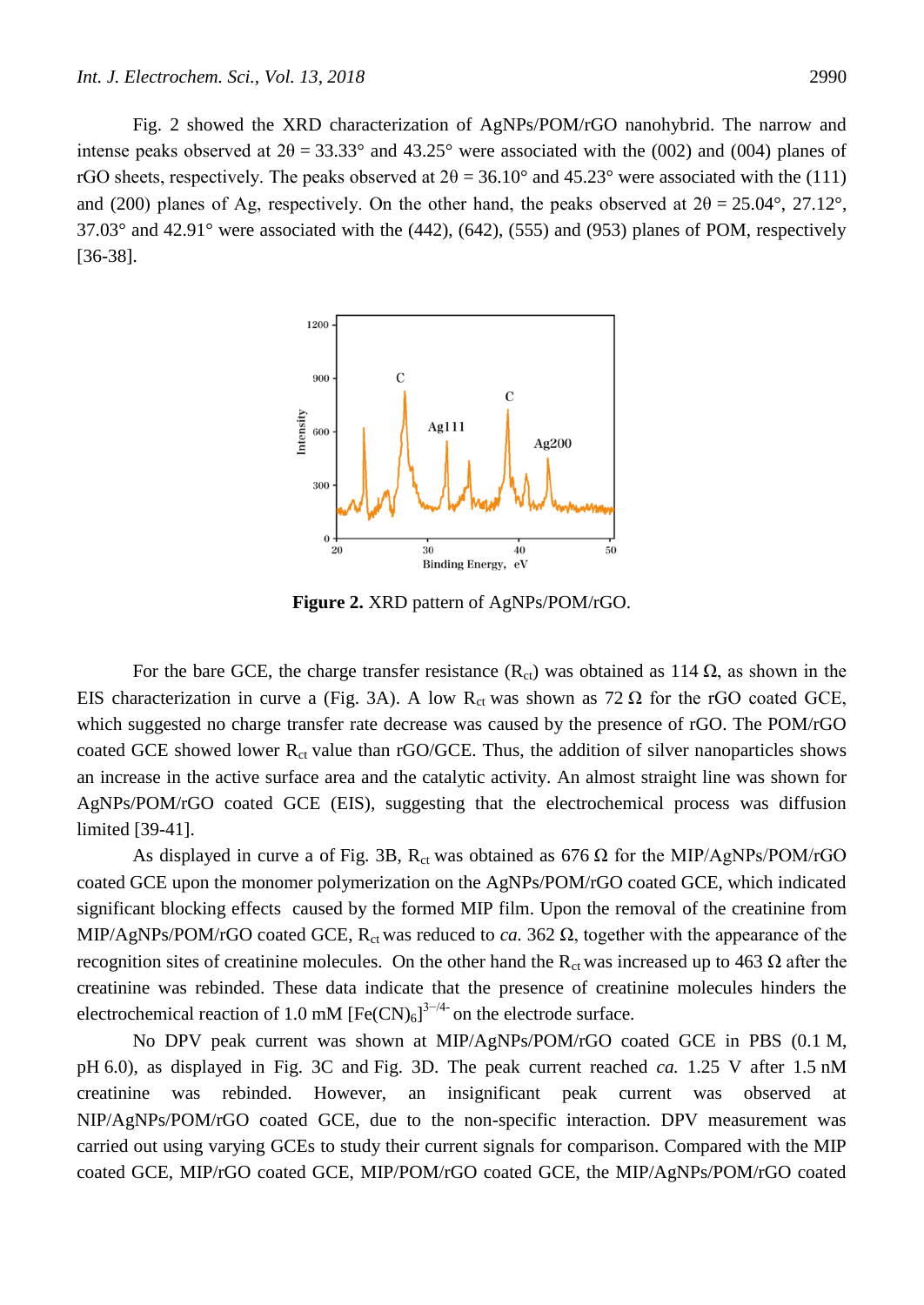Fig. 2 showed the XRD characterization of AgNPs/POM/rGO nanohybrid. The narrow and intense peaks observed at $2\theta = 33.33°$ and $43.25°$ were associated with the (002) and (004) planes of rGO sheets, respectively. The peaks observed at $2\theta = 36.10°$ and $45.23°$ were associated with the (111) and (200) planes of Ag, respectively. On the other hand, the peaks observed at $2\theta = 25.04°$, $27.12°$, $37.03°$ and $42.91°$ were associated with the (442), (642), (555) and (953) planes of POM, respectively [36-38].

**Figure 2.** XRD pattern of AgNPs/POM/rGO.

For the bare GCE, the charge transfer resistance ($R_{ct}$) was obtained as 114 Ω, as shown in the EIS characterization in curve a (Fig. 3A). A low $R_{ct}$ was shown as 72 Ω for the rGO coated GCE, which suggested no charge transfer rate decrease was caused by the presence of rGO. The POM/rGO coated GCE showed lower $R_{ct}$ value than rGO/GCE. Thus, the addition of silver nanoparticles shows an increase in the active surface area and the catalytic activity. An almost straight line was shown for AgNPs/POM/rGO coated GCE (EIS), suggesting that the electrochemical process was diffusion limited [39-41].

As displayed in curve a of Fig. 3B, $R_{ct}$ was obtained as 676 Ω for the MIP/AgNPs/POM/rGO coated GCE upon the monomer polymerization on the AgNPs/POM/rGO coated GCE, which indicated significant blocking effects caused by the formed MIP film. Upon the removal of the creatinine from MIP/AgNPs/POM/rGO coated GCE, $R_{ct}$ was reduced to *ca.* 362 Ω, together with the appearance of the recognition sites of creatinine molecules. On the other hand the $R_{ct}$ was increased up to 463 Ω after the creatinine was rebinded. These data indicate that the presence of creatinine molecules hinders the electrochemical reaction of 1.0 mM $[Fe(CN)_6]^{3-/4-}$ on the electrode surface.

No DPV peak current was shown at MIP/AgNPs/POM/rGO coated GCE in PBS (0.1 M, pH 6.0), as displayed in Fig. 3C and Fig. 3D. The peak current reached *ca.* 1.25 V after 1.5 nM creatinine was rebinded. However, an insignificant peak current was observed at NIP/AgNPs/POM/rGO coated GCE, due to the non-specific interaction. DPV measurement was carried out using varying GCEs to study their current signals for comparison. Compared with the MIP coated GCE, MIP/rGO coated GCE, MIP/POM/rGO coated GCE, the MIP/AgNPs/POM/rGO coated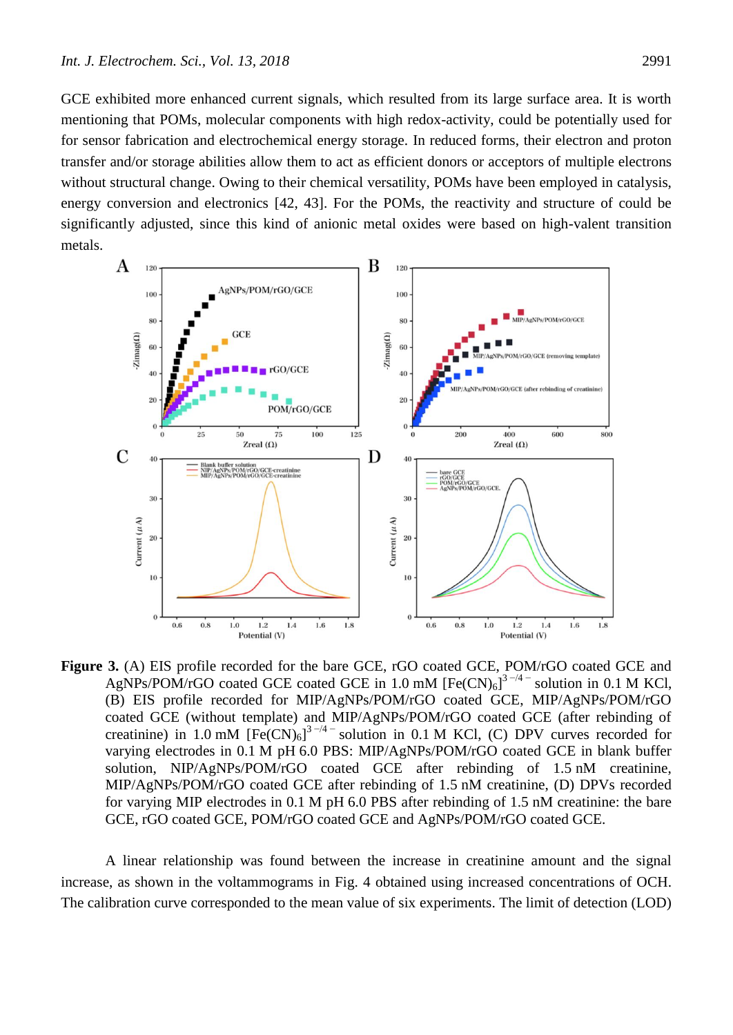GCE exhibited more enhanced current signals, which resulted from its large surface area. It is worth mentioning that POMs, molecular components with high redox-activity, could be potentially used for for sensor fabrication and electrochemical energy storage. In reduced forms, their electron and proton transfer and/or storage abilities allow them to act as efficient donors or acceptors of multiple electrons without structural change. Owing to their chemical versatility, POMs have been employed in catalysis, energy conversion and electronics [42, 43]. For the POMs, the reactivity and structure of could be significantly adjusted, since this kind of anionic metal oxides were based on high-valent transition metals.

**Figure 3.** (A) EIS profile recorded for the bare GCE, rGO coated GCE, POM/rGO coated GCE and AgNPs/POM/rGO coated GCE coated GCE in 1.0 mM $[Fe(CN)_6]^{3-/4-}$ solution in 0.1 M KCl, (B) EIS profile recorded for MIP/AgNPs/POM/rGO coated GCE, MIP/AgNPs/POM/rGO coated GCE (without template) and MIP/AgNPs/POM/rGO coated GCE (after rebinding of creatinine) in 1.0 mM $[Fe(CN)_6]^{3-/4-}$ solution in 0.1 M KCl, (C) DPV curves recorded for varying electrodes in 0.1 M pH 6.0 PBS: MIP/AgNPs/POM/rGO coated GCE in blank buffer solution, NIP/AgNPs/POM/rGO coated GCE after rebinding of 1.5 nM creatinine, MIP/AgNPs/POM/rGO coated GCE after rebinding of 1.5 nM creatinine, (D) DPVs recorded for varying MIP electrodes in 0.1 M pH 6.0 PBS after rebinding of 1.5 nM creatinine: the bare GCE, rGO coated GCE, POM/rGO coated GCE and AgNPs/POM/rGO coated GCE.

A linear relationship was found between the increase in creatinine amount and the signal increase, as shown in the voltammograms in Fig. 4 obtained using increased concentrations of OCH. The calibration curve corresponded to the mean value of six experiments. The limit of detection (LOD)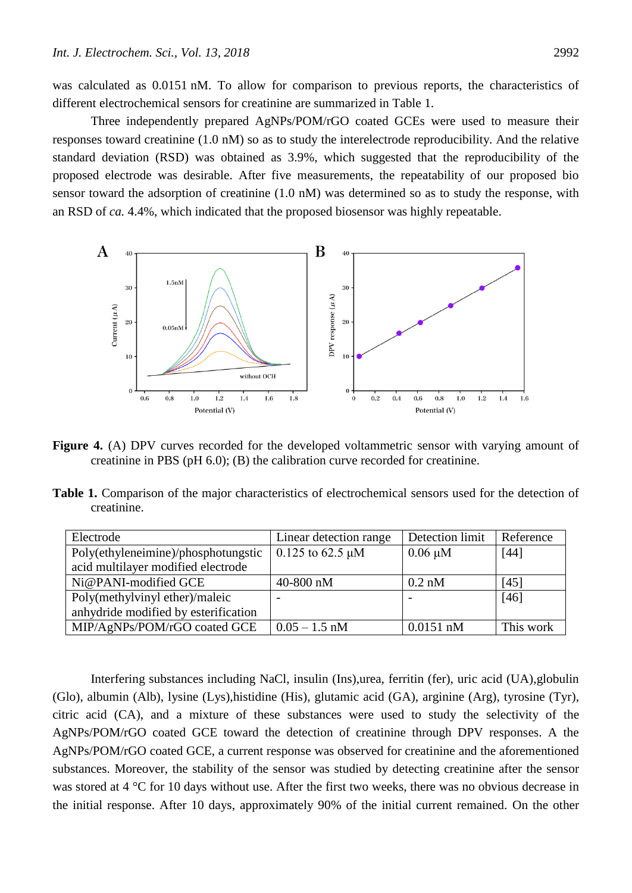was calculated as 0.0151 nM. To allow for comparison to previous reports, the characteristics of different electrochemical sensors for creatinine are summarized in Table 1.

Three independently prepared AgNPs/POM/rGO coated GCEs were used to measure their responses toward creatinine (1.0 nM) so as to study the interelectrode reproducibility. And the relative standard deviation (RSD) was obtained as 3.9%, which suggested that the reproducibility of the proposed electrode was desirable. After five measurements, the repeatability of our proposed bio sensor toward the adsorption of creatinine (1.0 nM) was determined so as to study the response, with an RSD of *ca.* 4.4%, which indicated that the proposed biosensor was highly repeatable.

**Figure 4.** (A) DPV curves recorded for the developed voltammetric sensor with varying amount of creatinine in PBS (pH 6.0); (B) the calibration curve recorded for creatinine.

**Table 1.** Comparison of the major characteristics of electrochemical sensors used for the detection of creatinine.

| Electrode | Linear detection range | Detection limit | Reference |
|---|---|---|---|
| Poly(ethyleneimine)/phosphotungstic acid multilayer modified electrode | 0.125 to 62.5 μM | 0.06 μM | [44] |
| Ni@PANI-modified GCE | 40-800 nM | 0.2 nM | [45] |
| Poly(methylvinyl ether)/maleic anhydride modified by esterification | - | - | [46] |
| MIP/AgNPs/POM/rGO coated GCE | 0.05 – 1.5 nM | 0.0151 nM | This work |

Interfering substances including NaCl, insulin (Ins),urea, ferritin (fer), uric acid (UA),globulin (Glo), albumin (Alb), lysine (Lys),histidine (His), glutamic acid (GA), arginine (Arg), tyrosine (Tyr), citric acid (CA), and a mixture of these substances were used to study the selectivity of the AgNPs/POM/rGO coated GCE toward the detection of creatinine through DPV responses. A the AgNPs/POM/rGO coated GCE, a current response was observed for creatinine and the aforementioned substances. Moreover, the stability of the sensor was studied by detecting creatinine after the sensor was stored at 4 °C for 10 days without use. After the first two weeks, there was no obvious decrease in the initial response. After 10 days, approximately 90% of the initial current remained. On the other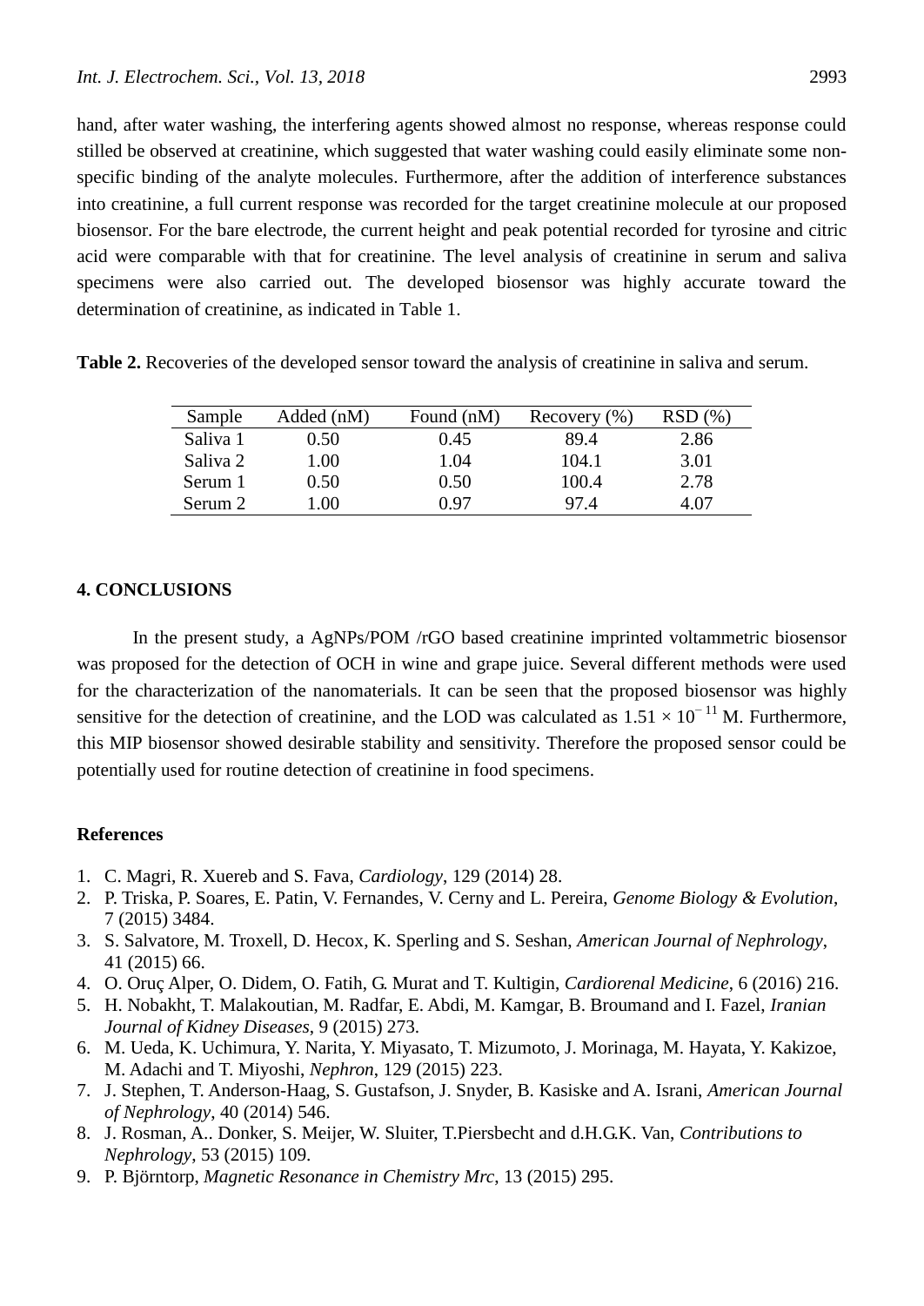hand, after water washing, the interfering agents showed almost no response, whereas response could stilled be observed at creatinine, which suggested that water washing could easily eliminate some non-specific binding of the analyte molecules. Furthermore, after the addition of interference substances into creatinine, a full current response was recorded for the target creatinine molecule at our proposed biosensor. For the bare electrode, the current height and peak potential recorded for tyrosine and citric acid were comparable with that for creatinine. The level analysis of creatinine in serum and saliva specimens were also carried out. The developed biosensor was highly accurate toward the determination of creatinine, as indicated in Table 1.

**Table 2.** Recoveries of the developed sensor toward the analysis of creatinine in saliva and serum.

| Sample | Added (nM) | Found (nM) | Recovery (%) | RSD (%) |
|---|---|---|---|---|
| Saliva 1 | 0.50 | 0.45 | 89.4 | 2.86 |
| Saliva 2 | 1.00 | 1.04 | 104.1 | 3.01 |
| Serum 1 | 0.50 | 0.50 | 100.4 | 2.78 |
| Serum 2 | 1.00 | 0.97 | 97.4 | 4.07 |

## 4. CONCLUSIONS

In the present study, a AgNPs/POM /rGO based creatinine imprinted voltammetric biosensor was proposed for the detection of OCH in wine and grape juice. Several different methods were used for the characterization of the nanomaterials. It can be seen that the proposed biosensor was highly sensitive for the detection of creatinine, and the LOD was calculated as $1.51 \times 10^{-11}$ M. Furthermore, this MIP biosensor showed desirable stability and sensitivity. Therefore the proposed sensor could be potentially used for routine detection of creatinine in food specimens.

## References

1. C. Magri, R. Xuereb and S. Fava, *Cardiology*, 129 (2014) 28.
2. P. Triska, P. Soares, E. Patin, V. Fernandes, V. Cerny and L. Pereira, *Genome Biology & Evolution*, 7 (2015) 3484.
3. S. Salvatore, M. Troxell, D. Hecox, K. Sperling and S. Seshan, *American Journal of Nephrology*, 41 (2015) 66.
4. O. Oruç Alper, O. Didem, O. Fatih, G. Murat and T. Kultigin, *Cardiorenal Medicine*, 6 (2016) 216.
5. H. Nobakht, T. Malakoutian, M. Radfar, E. Abdi, M. Kamgar, B. Broumand and I. Fazel, *Iranian Journal of Kidney Diseases*, 9 (2015) 273.
6. M. Ueda, K. Uchimura, Y. Narita, Y. Miyasato, T. Mizumoto, J. Morinaga, M. Hayata, Y. Kakizoe, M. Adachi and T. Miyoshi, *Nephron*, 129 (2015) 223.
7. J. Stephen, T. Anderson-Haag, S. Gustafson, J. Snyder, B. Kasiske and A. Israni, *American Journal of Nephrology*, 40 (2014) 546.
8. J. Rosman, A.. Donker, S. Meijer, W. Sluiter, T.Piersbecht and d.H.G.K. Van, *Contributions to Nephrology*, 53 (2015) 109.
9. P. Björntorp, *Magnetic Resonance in Chemistry Mrc*, 13 (2015) 295.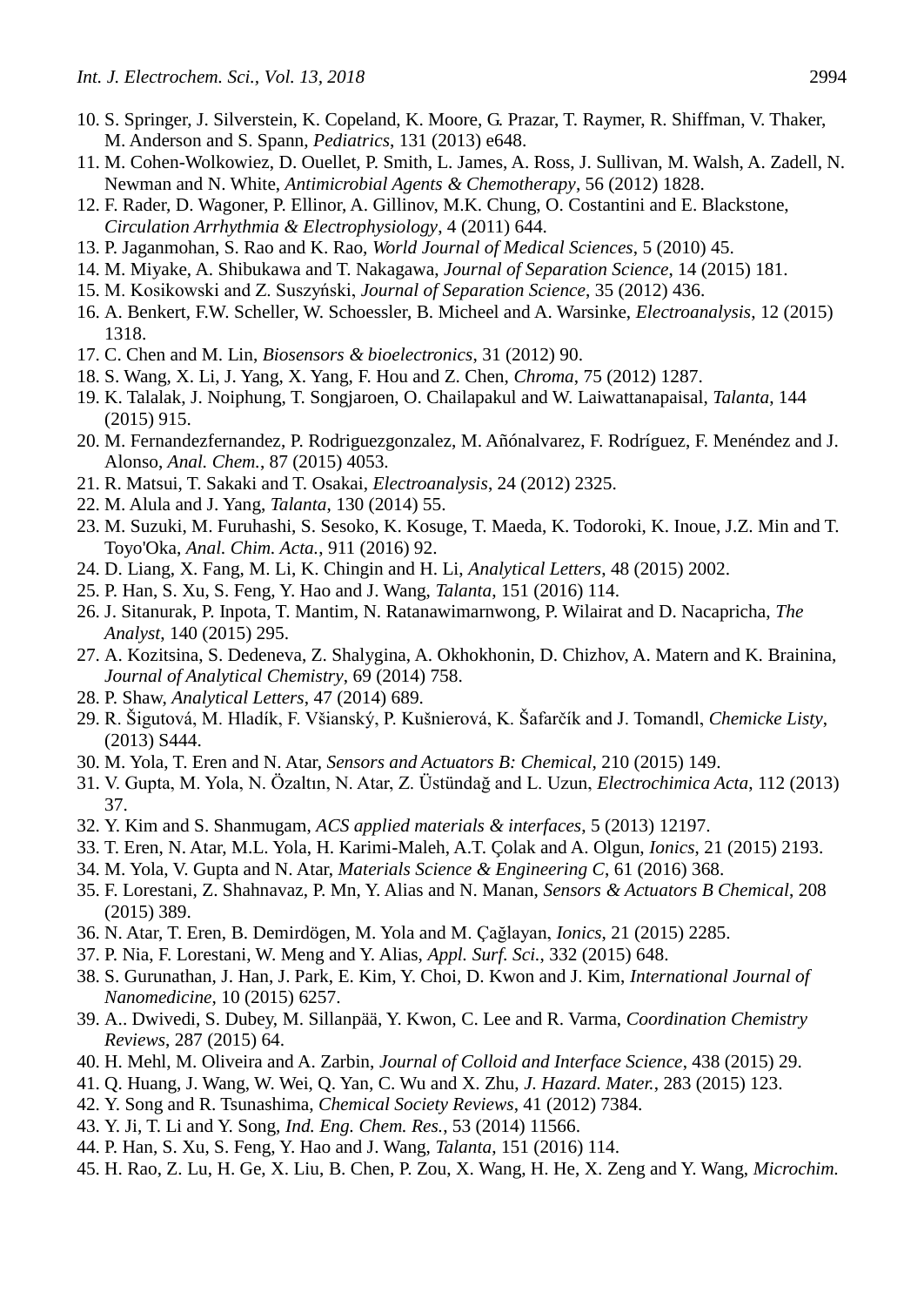10. S. Springer, J. Silverstein, K. Copeland, K. Moore, G. Prazar, T. Raymer, R. Shiffman, V. Thaker, M. Anderson and S. Spann, *Pediatrics*, 131 (2013) e648.
11. M. Cohen-Wolkowiez, D. Ouellet, P. Smith, L. James, A. Ross, J. Sullivan, M. Walsh, A. Zadell, N. Newman and N. White, *Antimicrobial Agents & Chemotherapy*, 56 (2012) 1828.
12. F. Rader, D. Wagoner, P. Ellinor, A. Gillinov, M.K. Chung, O. Costantini and E. Blackstone, *Circulation Arrhythmia & Electrophysiology*, 4 (2011) 644.
13. P. Jaganmohan, S. Rao and K. Rao, *World Journal of Medical Sciences*, 5 (2010) 45.
14. M. Miyake, A. Shibukawa and T. Nakagawa, *Journal of Separation Science*, 14 (2015) 181.
15. M. Kosikowski and Z. Suszyński, *Journal of Separation Science*, 35 (2012) 436.
16. A. Benkert, F.W. Scheller, W. Schoessler, B. Micheel and A. Warsinke, *Electroanalysis*, 12 (2015) 1318.
17. C. Chen and M. Lin, *Biosensors & bioelectronics*, 31 (2012) 90.
18. S. Wang, X. Li, J. Yang, X. Yang, F. Hou and Z. Chen, *Chroma*, 75 (2012) 1287.
19. K. Talalak, J. Noiphung, T. Songjaroen, O. Chailapakul and W. Laiwattanapaisal, *Talanta*, 144 (2015) 915.
20. M. Fernandezfernandez, P. Rodriguezgonzalez, M. Añónalvarez, F. Rodríguez, F. Menéndez and J. Alonso, *Anal. Chem.*, 87 (2015) 4053.
21. R. Matsui, T. Sakaki and T. Osakai, *Electroanalysis*, 24 (2012) 2325.
22. M. Alula and J. Yang, *Talanta*, 130 (2014) 55.
23. M. Suzuki, M. Furuhashi, S. Sesoko, K. Kosuge, T. Maeda, K. Todoroki, K. Inoue, J.Z. Min and T. Toyo'Oka, *Anal. Chim. Acta.*, 911 (2016) 92.
24. D. Liang, X. Fang, M. Li, K. Chingin and H. Li, *Analytical Letters*, 48 (2015) 2002.
25. P. Han, S. Xu, S. Feng, Y. Hao and J. Wang, *Talanta*, 151 (2016) 114.
26. J. Sitanurak, P. Inpota, T. Mantim, N. Ratanawimarnwong, P. Wilairat and D. Nacapricha, *The Analyst*, 140 (2015) 295.
27. A. Kozitsina, S. Dedeneva, Z. Shalygina, A. Okhokhonin, D. Chizhov, A. Matern and K. Brainina, *Journal of Analytical Chemistry*, 69 (2014) 758.
28. P. Shaw, *Analytical Letters*, 47 (2014) 689.
29. R. Šigutová, M. Hladík, F. Všianský, P. Kušnierová, K. Šafarčík and J. Tomandl, *Chemicke Listy*, (2013) S444.
30. M. Yola, T. Eren and N. Atar, *Sensors and Actuators B: Chemical*, 210 (2015) 149.
31. V. Gupta, M. Yola, N. Özaltın, N. Atar, Z. Üstündağ and L. Uzun, *Electrochimica Acta*, 112 (2013) 37.
32. Y. Kim and S. Shanmugam, *ACS applied materials & interfaces*, 5 (2013) 12197.
33. T. Eren, N. Atar, M.L. Yola, H. Karimi-Maleh, A.T. Çolak and A. Olgun, *Ionics*, 21 (2015) 2193.
34. M. Yola, V. Gupta and N. Atar, *Materials Science & Engineering C*, 61 (2016) 368.
35. F. Lorestani, Z. Shahnavaz, P. Mn, Y. Alias and N. Manan, *Sensors & Actuators B Chemical*, 208 (2015) 389.
36. N. Atar, T. Eren, B. Demirdögen, M. Yola and M. Çağlayan, *Ionics*, 21 (2015) 2285.
37. P. Nia, F. Lorestani, W. Meng and Y. Alias, *Appl. Surf. Sci.*, 332 (2015) 648.
38. S. Gurunathan, J. Han, J. Park, E. Kim, Y. Choi, D. Kwon and J. Kim, *International Journal of Nanomedicine*, 10 (2015) 6257.
39. A.. Dwivedi, S. Dubey, M. Sillanpää, Y. Kwon, C. Lee and R. Varma, *Coordination Chemistry Reviews*, 287 (2015) 64.
40. H. Mehl, M. Oliveira and A. Zarbin, *Journal of Colloid and Interface Science*, 438 (2015) 29.
41. Q. Huang, J. Wang, W. Wei, Q. Yan, C. Wu and X. Zhu, *J. Hazard. Mater.*, 283 (2015) 123.
42. Y. Song and R. Tsunashima, *Chemical Society Reviews*, 41 (2012) 7384.
43. Y. Ji, T. Li and Y. Song, *Ind. Eng. Chem. Res.*, 53 (2014) 11566.
44. P. Han, S. Xu, S. Feng, Y. Hao and J. Wang, *Talanta*, 151 (2016) 114.
45. H. Rao, Z. Lu, H. Ge, X. Liu, B. Chen, P. Zou, X. Wang, H. He, X. Zeng and Y. Wang, *Microchim.*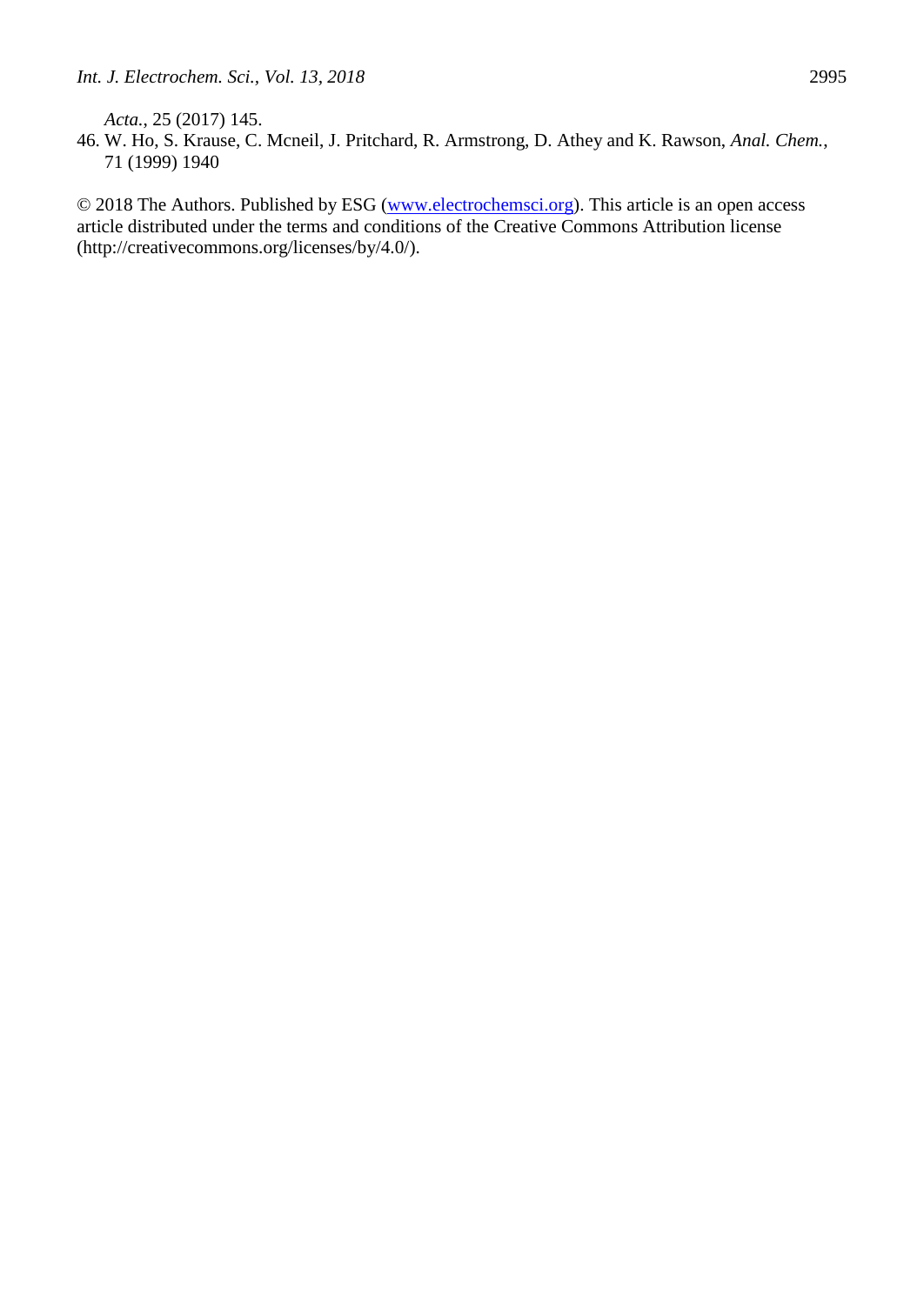*Acta.*, 25 (2017) 145.

46. W. Ho, S. Krause, C. Mcneil, J. Pritchard, R. Armstrong, D. Athey and K. Rawson, *Anal. Chem.*, 71 (1999) 1940

© 2018 The Authors. Published by ESG (www.electrochemsci.org). This article is an open access article distributed under the terms and conditions of the Creative Commons Attribution license (http://creativecommons.org/licenses/by/4.0/).